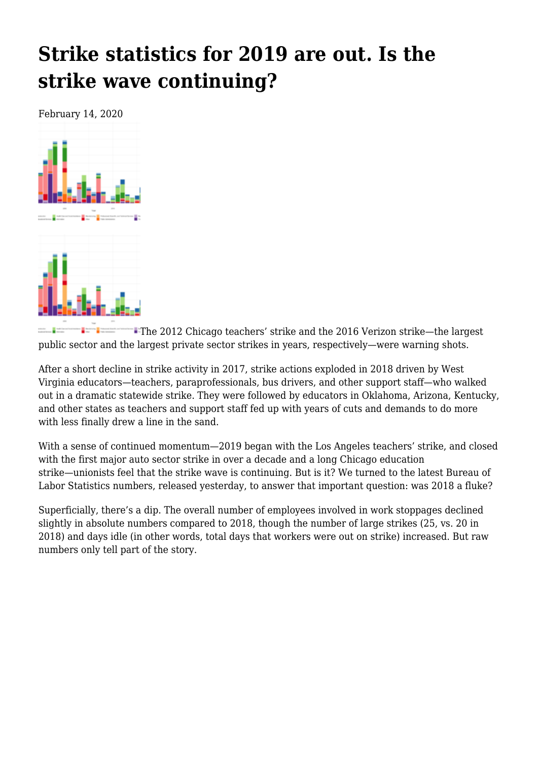# Strike statistics for 2019 are out. Is the strike wave continuing?

February 14, 2020

The 2012 Chicago teachers' strike and the 2016 Verizon strike—the largest public sector and the largest private sector strikes in years, respectively—were warning shots.

After a short decline in strike activity in 2017, strike actions exploded in 2018 driven by West Virginia educators—teachers, paraprofessionals, bus drivers, and other support staff—who walked out in a dramatic statewide strike. They were followed by educators in Oklahoma, Arizona, Kentucky, and other states as teachers and support staff fed up with years of cuts and demands to do more with less finally drew a line in the sand.

With a sense of continued momentum—2019 began with the Los Angeles teachers' strike, and closed with the first major auto sector strike in over a decade and a long Chicago education strike—unionists feel that the strike wave is continuing. But is it? We turned to the latest Bureau of Labor Statistics numbers, released yesterday, to answer that important question: was 2018 a fluke?

Superficially, there's a dip. The overall number of employees involved in work stoppages declined slightly in absolute numbers compared to 2018, though the number of large strikes (25, vs. 20 in 2018) and days idle (in other words, total days that workers were out on strike) increased. But raw numbers only tell part of the story.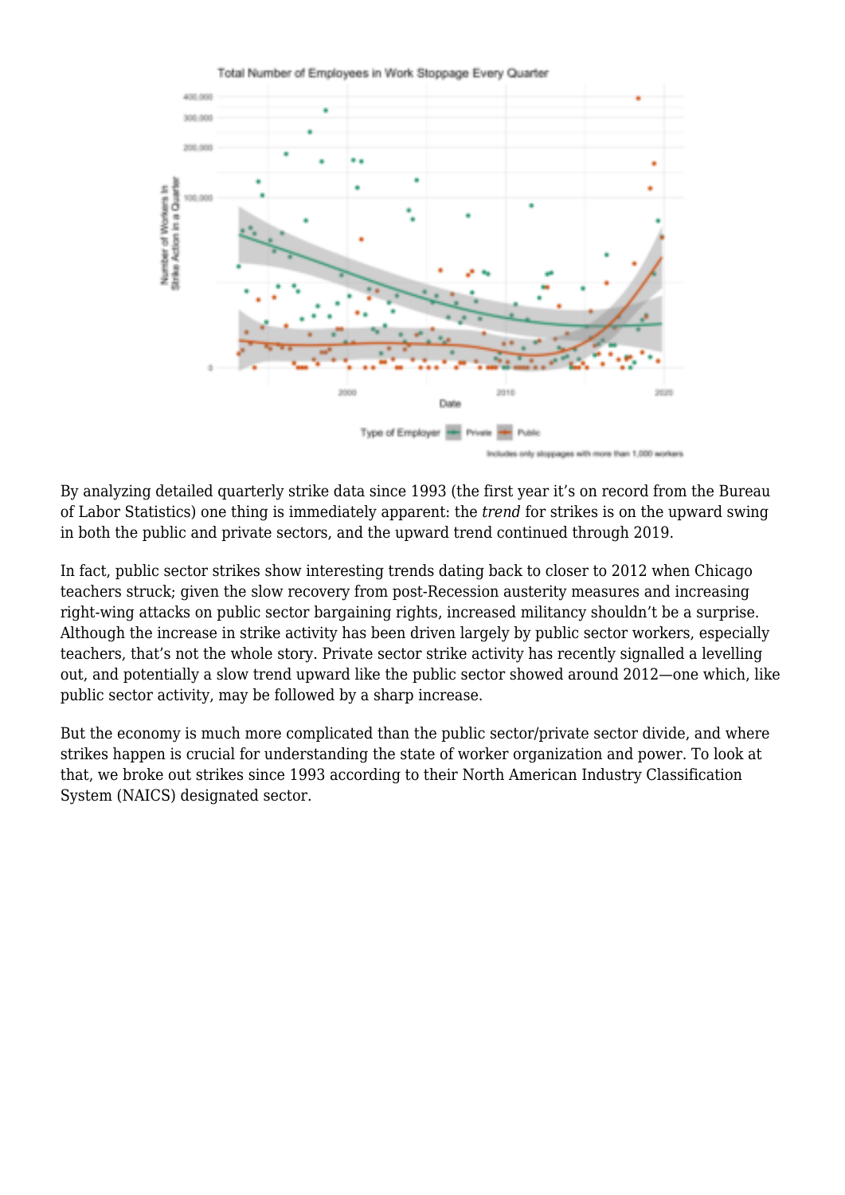By analyzing detailed quarterly strike data since 1993 (the first year it's on record from the Bureau of Labor Statistics) one thing is immediately apparent: the *trend* for strikes is on the upward swing in both the public and private sectors, and the upward trend continued through 2019.

In fact, public sector strikes show interesting trends dating back to closer to 2012 when Chicago teachers struck; given the slow recovery from post-Recession austerity measures and increasing right-wing attacks on public sector bargaining rights, increased militancy shouldn't be a surprise. Although the increase in strike activity has been driven largely by public sector workers, especially teachers, that's not the whole story. Private sector strike activity has recently signalled a levelling out, and potentially a slow trend upward like the public sector showed around 2012—one which, like public sector activity, may be followed by a sharp increase.

But the economy is much more complicated than the public sector/private sector divide, and where strikes happen is crucial for understanding the state of worker organization and power. To look at that, we broke out strikes since 1993 according to their North American Industry Classification System (NAICS) designated sector.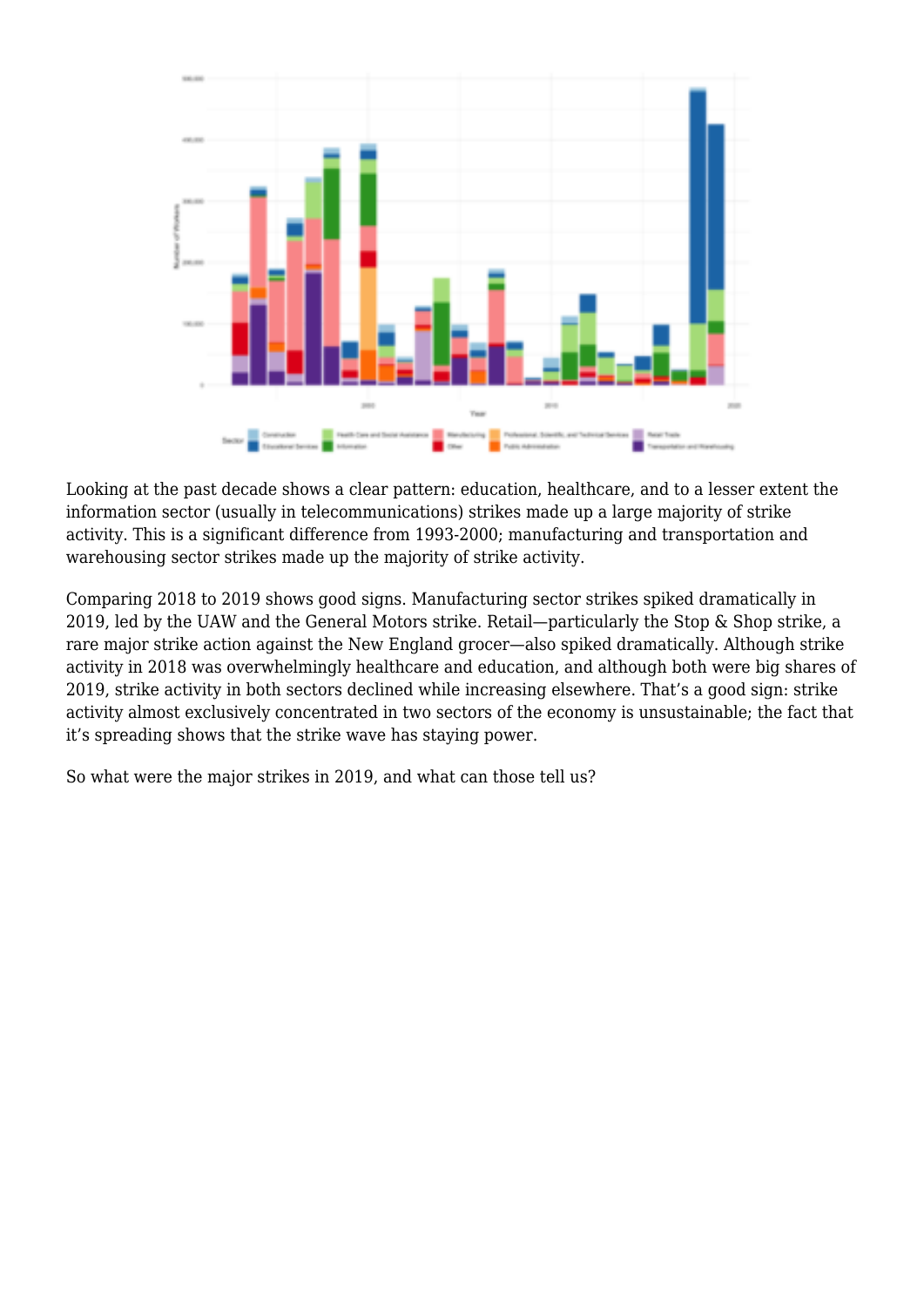Looking at the past decade shows a clear pattern: education, healthcare, and to a lesser extent the information sector (usually in telecommunications) strikes made up a large majority of strike activity. This is a significant difference from 1993-2000; manufacturing and transportation and warehousing sector strikes made up the majority of strike activity.

Comparing 2018 to 2019 shows good signs. Manufacturing sector strikes spiked dramatically in 2019, led by the UAW and the General Motors strike. Retail—particularly the Stop & Shop strike, a rare major strike action against the New England grocer—also spiked dramatically. Although strike activity in 2018 was overwhelmingly healthcare and education, and although both were big shares of 2019, strike activity in both sectors declined while increasing elsewhere. That's a good sign: strike activity almost exclusively concentrated in two sectors of the economy is unsustainable; the fact that it's spreading shows that the strike wave has staying power.

So what were the major strikes in 2019, and what can those tell us?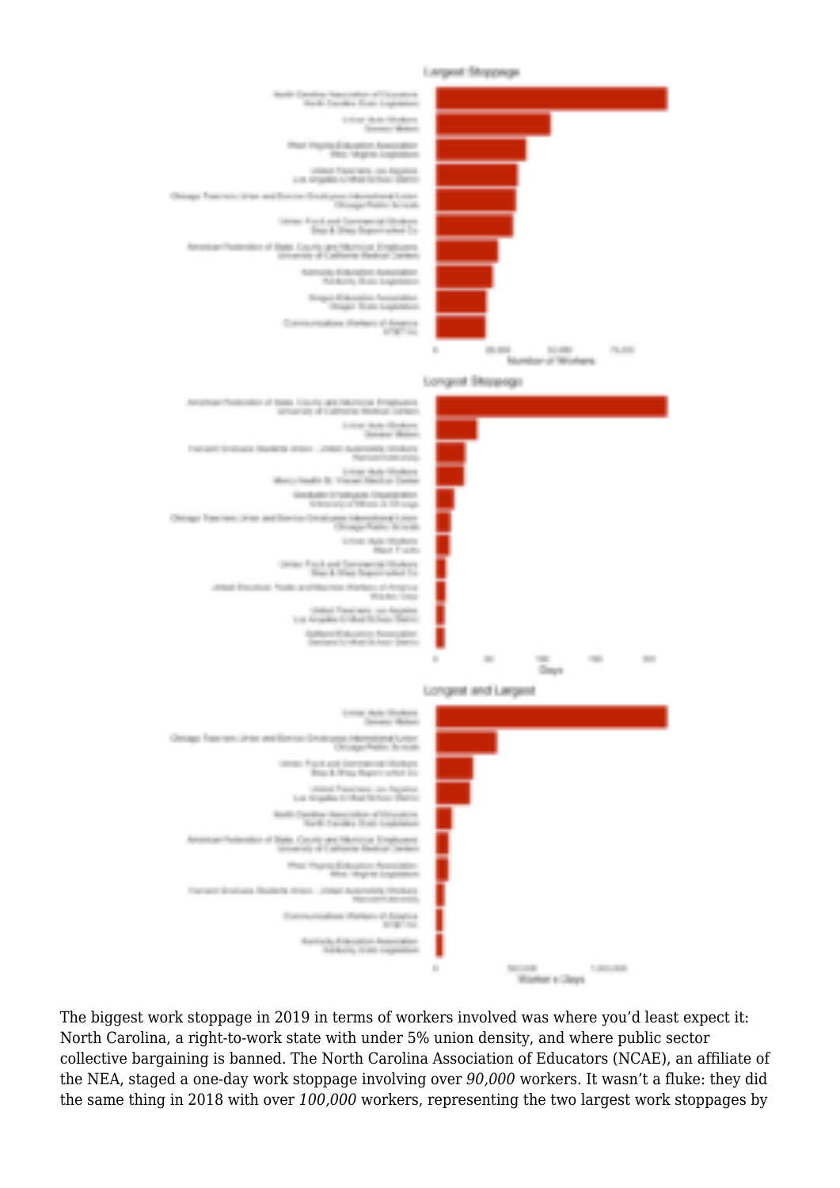The biggest work stoppage in 2019 in terms of workers involved was where you'd least expect it: North Carolina, a right-to-work state with under 5% union density, and where public sector collective bargaining is banned. The North Carolina Association of Educators (NCAE), an affiliate of the NEA, staged a one-day work stoppage involving over *90,000* workers. It wasn't a fluke: they did the same thing in 2018 with over *100,000* workers, representing the two largest work stoppages by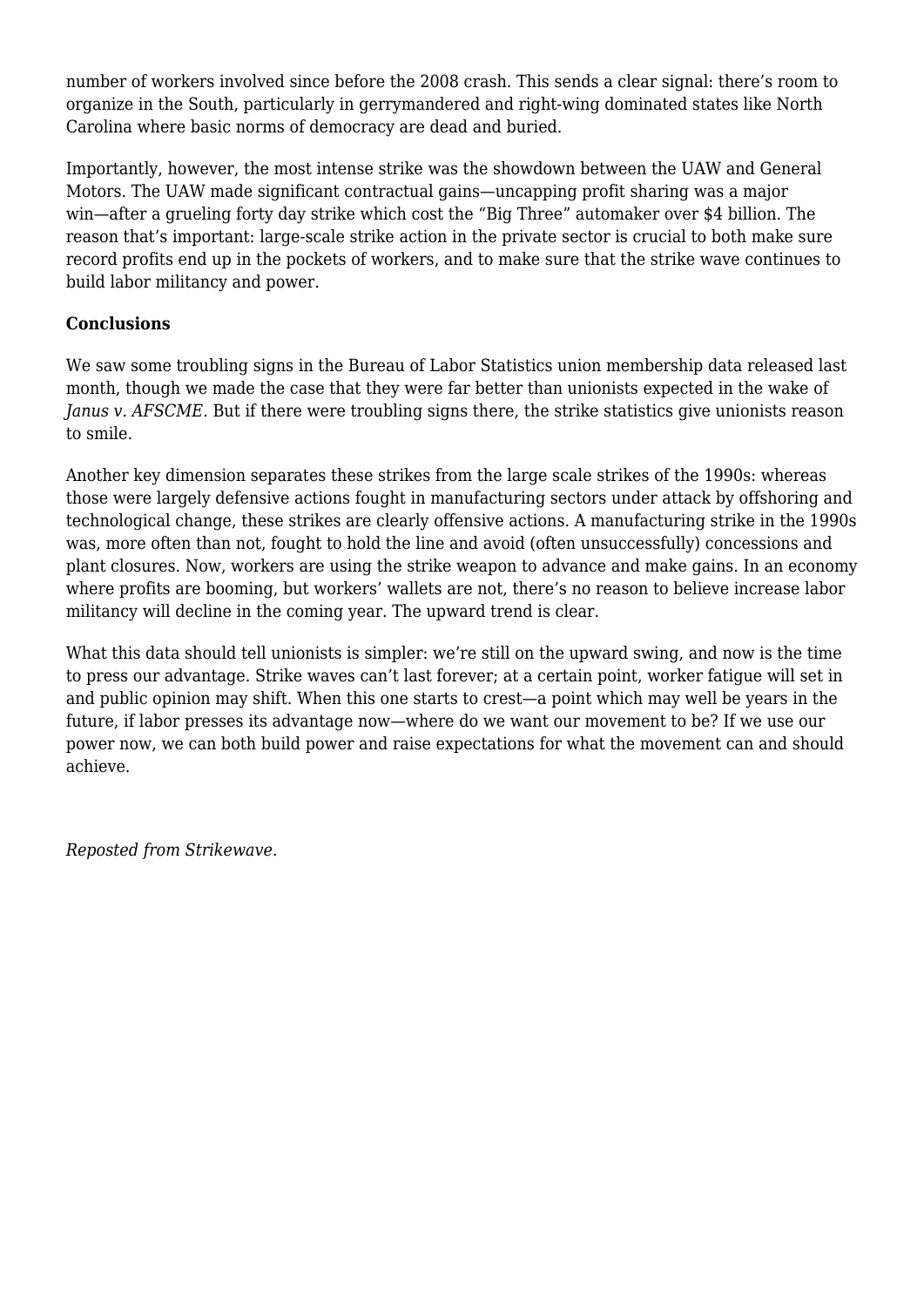number of workers involved since before the 2008 crash. This sends a clear signal: there's room to organize in the South, particularly in gerrymandered and right-wing dominated states like North Carolina where basic norms of democracy are dead and buried.

Importantly, however, the most intense strike was the showdown between the UAW and General Motors. The UAW made significant contractual gains—uncapping profit sharing was a major win—after a grueling forty day strike which cost the "Big Three" automaker over $4 billion. The reason that's important: large-scale strike action in the private sector is crucial to both make sure record profits end up in the pockets of workers, and to make sure that the strike wave continues to build labor militancy and power.

**Conclusions**

We saw some troubling signs in the Bureau of Labor Statistics union membership data released last month, though we made the case that they were far better than unionists expected in the wake of *Janus v. AFSCME*. But if there were troubling signs there, the strike statistics give unionists reason to smile.

Another key dimension separates these strikes from the large scale strikes of the 1990s: whereas those were largely defensive actions fought in manufacturing sectors under attack by offshoring and technological change, these strikes are clearly offensive actions. A manufacturing strike in the 1990s was, more often than not, fought to hold the line and avoid (often unsuccessfully) concessions and plant closures. Now, workers are using the strike weapon to advance and make gains. In an economy where profits are booming, but workers' wallets are not, there's no reason to believe increase labor militancy will decline in the coming year. The upward trend is clear.

What this data should tell unionists is simpler: we're still on the upward swing, and now is the time to press our advantage. Strike waves can't last forever; at a certain point, worker fatigue will set in and public opinion may shift. When this one starts to crest—a point which may well be years in the future, if labor presses its advantage now—where do we want our movement to be? If we use our power now, we can both build power and raise expectations for what the movement can and should achieve.

*Reposted from Strikewave.*